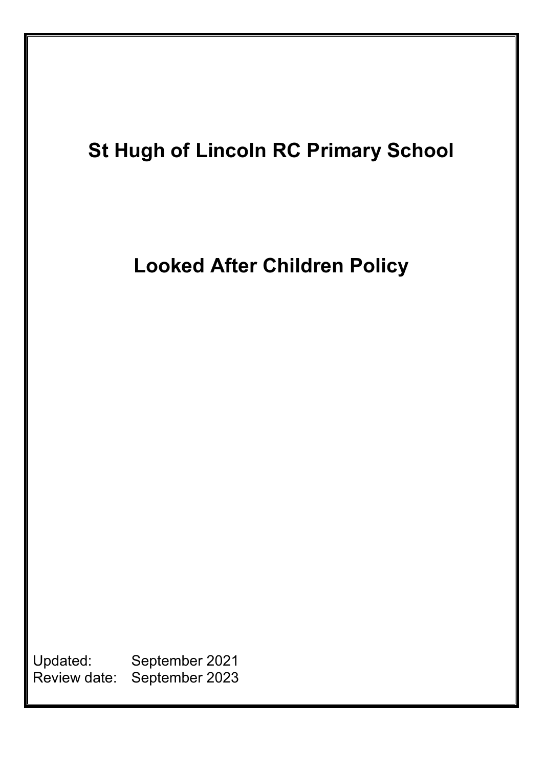# St Hugh of Lincoln RC Primary School

# Looked After Children Policy

Updated: September 2021
Review date: September 2023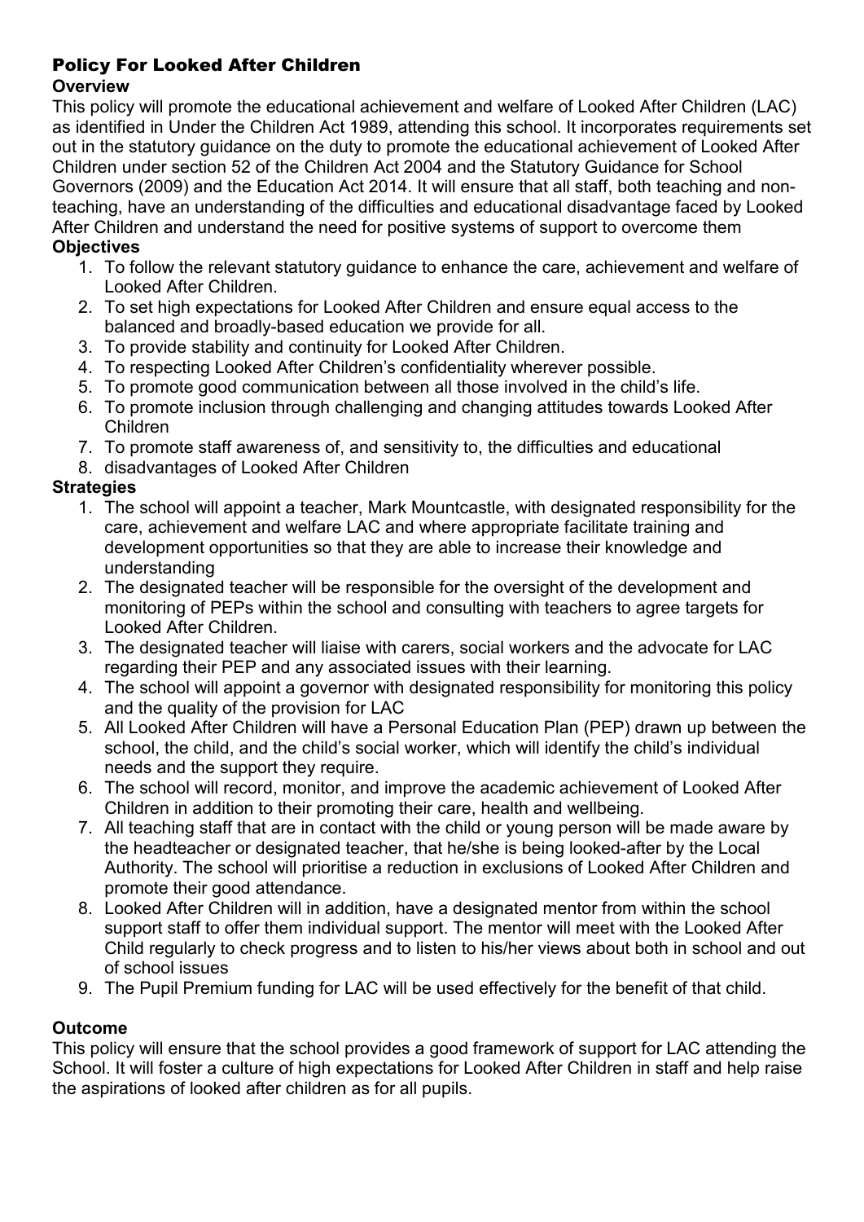# Policy For Looked After Children

**Overview**

This policy will promote the educational achievement and welfare of Looked After Children (LAC) as identified in Under the Children Act 1989, attending this school. It incorporates requirements set out in the statutory guidance on the duty to promote the educational achievement of Looked After Children under section 52 of the Children Act 2004 and the Statutory Guidance for School Governors (2009) and the Education Act 2014. It will ensure that all staff, both teaching and non-teaching, have an understanding of the difficulties and educational disadvantage faced by Looked After Children and understand the need for positive systems of support to overcome them

**Objectives**

1. To follow the relevant statutory guidance to enhance the care, achievement and welfare of Looked After Children.
2. To set high expectations for Looked After Children and ensure equal access to the balanced and broadly-based education we provide for all.
3. To provide stability and continuity for Looked After Children.
4. To respecting Looked After Children's confidentiality wherever possible.
5. To promote good communication between all those involved in the child's life.
6. To promote inclusion through challenging and changing attitudes towards Looked After Children
7. To promote staff awareness of, and sensitivity to, the difficulties and educational
8. disadvantages of Looked After Children

**Strategies**

1. The school will appoint a teacher, Mark Mountcastle, with designated responsibility for the care, achievement and welfare LAC and where appropriate facilitate training and development opportunities so that they are able to increase their knowledge and understanding
2. The designated teacher will be responsible for the oversight of the development and monitoring of PEPs within the school and consulting with teachers to agree targets for Looked After Children.
3. The designated teacher will liaise with carers, social workers and the advocate for LAC regarding their PEP and any associated issues with their learning.
4. The school will appoint a governor with designated responsibility for monitoring this policy and the quality of the provision for LAC
5. All Looked After Children will have a Personal Education Plan (PEP) drawn up between the school, the child, and the child's social worker, which will identify the child's individual needs and the support they require.
6. The school will record, monitor, and improve the academic achievement of Looked After Children in addition to their promoting their care, health and wellbeing.
7. All teaching staff that are in contact with the child or young person will be made aware by the headteacher or designated teacher, that he/she is being looked-after by the Local Authority. The school will prioritise a reduction in exclusions of Looked After Children and promote their good attendance.
8. Looked After Children will in addition, have a designated mentor from within the school support staff to offer them individual support. The mentor will meet with the Looked After Child regularly to check progress and to listen to his/her views about both in school and out of school issues
9. The Pupil Premium funding for LAC will be used effectively for the benefit of that child.

**Outcome**

This policy will ensure that the school provides a good framework of support for LAC attending the School. It will foster a culture of high expectations for Looked After Children in staff and help raise the aspirations of looked after children as for all pupils.